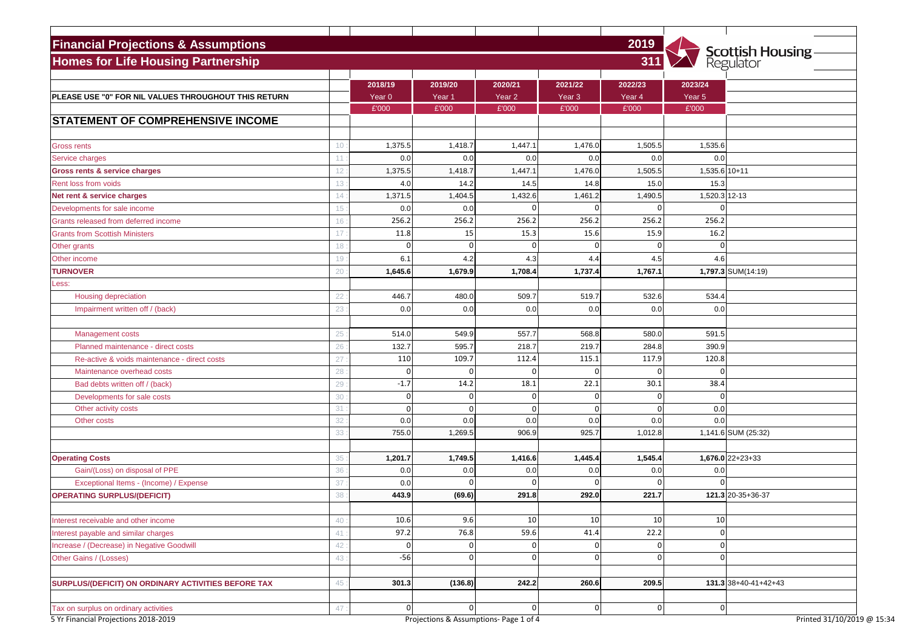# Financial Projections & Assumptions

## Homes for Life Housing Partnership

2019

311

Scottish Housing Regulator

PLEASE USE "0" FOR NIL VALUES THROUGHOUT THIS RETURN

## STATEMENT OF COMPREHENSIVE INCOME

| | | 2018/19 | 2019/20 | 2020/21 | 2021/22 | 2022/23 | 2023/24 | |
|---|---|---|---|---|---|---|---|---|
| | | Year 0 | Year 1 | Year 2 | Year 3 | Year 4 | Year 5 | |
| | | £'000 | £'000 | £'000 | £'000 | £'000 | £'000 | |
| Gross rents | 10 | 1,375.5 | 1,418.7 | 1,447.1 | 1,476.0 | 1,505.5 | 1,535.6 | |
| Service charges | 11 | 0.0 | 0.0 | 0.0 | 0.0 | 0.0 | 0.0 | |
| **Gross rents & service charges** | 12 | 1,375.5 | 1,418.7 | 1,447.1 | 1,476.0 | 1,505.5 | 1,535.6 | 10+11 |
| Rent loss from voids | 13 | 4.0 | 14.2 | 14.5 | 14.8 | 15.0 | 15.3 | |
| **Net rent & service charges** | 14 | 1,371.5 | 1,404.5 | 1,432.6 | 1,461.2 | 1,490.5 | 1,520.3 | 12-13 |
| Developments for sale income | 15 | 0.0 | 0.0 | 0 | 0 | 0 | 0 | |
| Grants released from deferred income | 16 | 256.2 | 256.2 | 256.2 | 256.2 | 256.2 | 256.2 | |
| Grants from Scottish Ministers | 17 | 11.8 | 15 | 15.3 | 15.6 | 15.9 | 16.2 | |
| Other grants | 18 | 0 | 0 | 0 | 0 | 0 | 0 | |
| Other income | 19 | 6.1 | 4.2 | 4.3 | 4.4 | 4.5 | 4.6 | |
| **TURNOVER** | 20 | **1,645.6** | **1,679.9** | **1,708.4** | **1,737.4** | **1,767.1** | **1,797.3** | SUM(14:19) |
| Less: | | | | | | | | |
| Housing depreciation | 22 | 446.7 | 480.0 | 509.7 | 519.7 | 532.6 | 534.4 | |
| Impairment written off / (back) | 23 | 0.0 | 0.0 | 0.0 | 0.0 | 0.0 | 0.0 | |
| Management costs | 25 | 514.0 | 549.9 | 557.7 | 568.8 | 580.0 | 591.5 | |
| Planned maintenance - direct costs | 26 | 132.7 | 595.7 | 218.7 | 219.7 | 284.8 | 390.9 | |
| Re-active & voids maintenance - direct costs | 27 | 110 | 109.7 | 112.4 | 115.1 | 117.9 | 120.8 | |
| Maintenance overhead costs | 28 | 0 | 0 | 0 | 0 | 0 | 0 | |
| Bad debts written off / (back) | 29 | -1.7 | 14.2 | 18.1 | 22.1 | 30.1 | 38.4 | |
| Developments for sale costs | 30 | 0 | 0 | 0 | 0 | 0 | 0 | |
| Other activity costs | 31 | 0 | 0 | 0 | 0 | 0 | 0.0 | |
| Other costs | 32 | 0.0 | 0.0 | 0.0 | 0.0 | 0.0 | 0.0 | |
| | 33 | 755.0 | 1,269.5 | 906.9 | 925.7 | 1,012.8 | 1,141.6 | SUM (25:32) |
| **Operating Costs** | 35 | **1,201.7** | **1,749.5** | **1,416.6** | **1,445.4** | **1,545.4** | **1,676.0** | 22+23+33 |
| Gain/(Loss) on disposal of PPE | 36 | 0.0 | 0.0 | 0.0 | 0.0 | 0.0 | 0.0 | |
| Exceptional Items - (Income) / Expense | 37 | 0.0 | 0 | 0 | 0 | 0 | 0 | |
| **OPERATING SURPLUS/(DEFICIT)** | 38 | **443.9** | **(69.6)** | **291.8** | **292.0** | **221.7** | **121.3** | 20-35+36-37 |
| Interest receivable and other income | 40 | 10.6 | 9.6 | 10 | 10 | 10 | 10 | |
| Interest payable and similar charges | 41 | 97.2 | 76.8 | 59.6 | 41.4 | 22.2 | 0 | |
| Increase / (Decrease) in Negative Goodwill | 42 | 0 | 0 | 0 | 0 | 0 | 0 | |
| Other Gains / (Losses) | 43 | -56 | 0 | 0 | 0 | 0 | 0 | |
| **SURPLUS/(DEFICIT) ON ORDINARY ACTIVITIES BEFORE TAX** | 45 | **301.3** | **(136.8)** | **242.2** | **260.6** | **209.5** | **131.3** | 38+40-41+42+43 |
| Tax on surplus on ordinary activities | 47 | 0 | 0 | 0 | 0 | 0 | 0 | |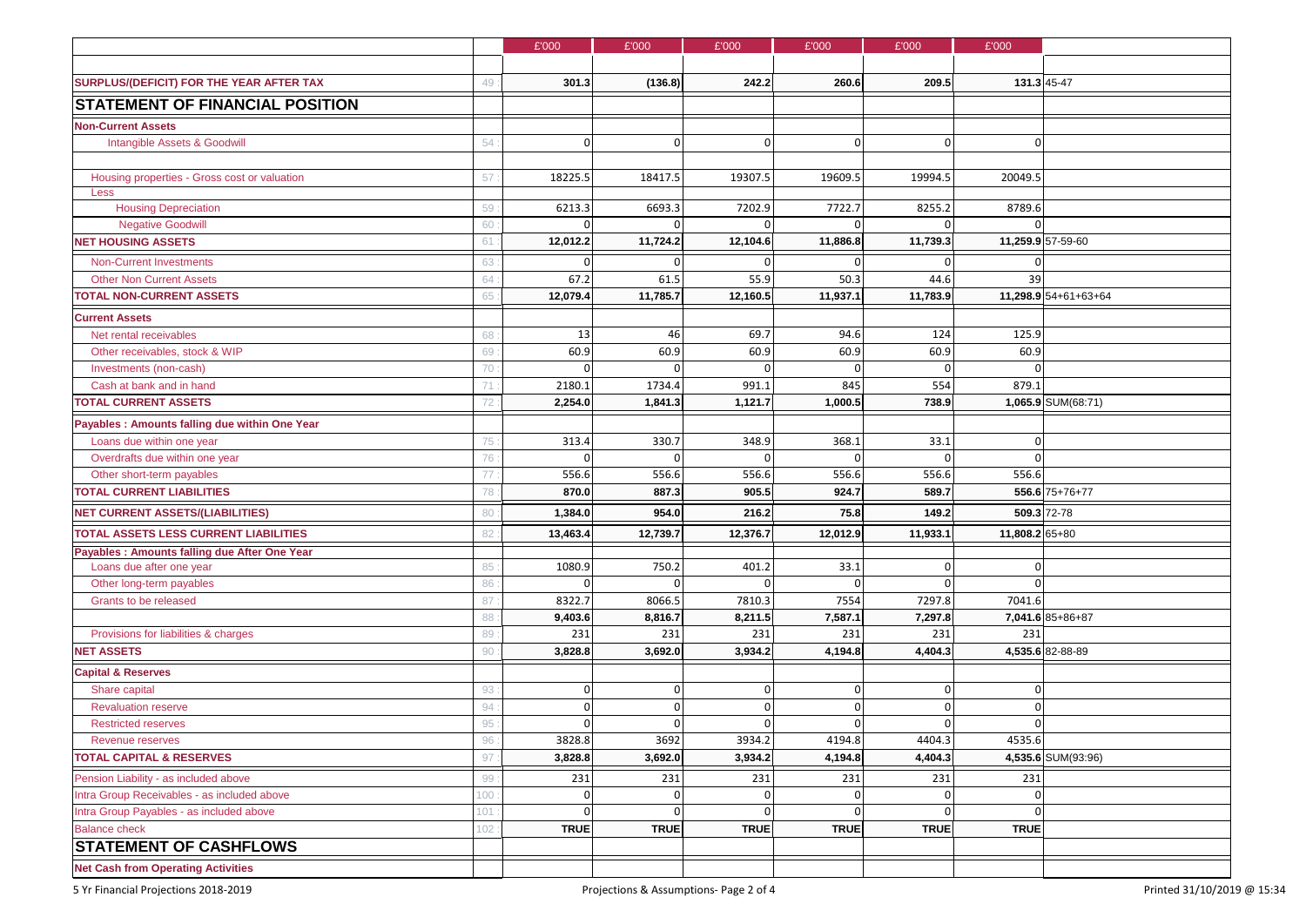| | | £'000 | £'000 | £'000 | £'000 | £'000 | £'000 | |
|---|---|---|---|---|---|---|---|---|
| **SURPLUS/(DEFICIT) FOR THE YEAR AFTER TAX** | 49 | **301.3** | **(136.8)** | **242.2** | **260.6** | **209.5** | **131.3** | 45-47 |
| **STATEMENT OF FINANCIAL POSITION** | | | | | | | | |
| **Non-Current Assets** | | | | | | | | |
| Intangible Assets & Goodwill | 54 | 0 | 0 | 0 | 0 | 0 | 0 | |
| Housing properties - Gross cost or valuation | 57 | 18225.5 | 18417.5 | 19307.5 | 19609.5 | 19994.5 | 20049.5 | |
| Less | | | | | | | | |
| Housing Depreciation | 59 | 6213.3 | 6693.3 | 7202.9 | 7722.7 | 8255.2 | 8789.6 | |
| Negative Goodwill | 60 | 0 | 0 | 0 | 0 | 0 | 0 | |
| **NET HOUSING ASSETS** | 61 | **12,012.2** | **11,724.2** | **12,104.6** | **11,886.8** | **11,739.3** | **11,259.9** | 57-59-60 |
| Non-Current Investments | 63 | 0 | 0 | 0 | 0 | 0 | 0 | |
| Other Non Current Assets | 64 | 67.2 | 61.5 | 55.9 | 50.3 | 44.6 | 39 | |
| **TOTAL NON-CURRENT ASSETS** | 65 | **12,079.4** | **11,785.7** | **12,160.5** | **11,937.1** | **11,783.9** | **11,298.9** | 54+61+63+64 |
| **Current Assets** | | | | | | | | |
| Net rental receivables | 68 | 13 | 46 | 69.7 | 94.6 | 124 | 125.9 | |
| Other receivables, stock & WIP | 69 | 60.9 | 60.9 | 60.9 | 60.9 | 60.9 | 60.9 | |
| Investments (non-cash) | 70 | 0 | 0 | 0 | 0 | 0 | 0 | |
| Cash at bank and in hand | 71 | 2180.1 | 1734.4 | 991.1 | 845 | 554 | 879.1 | |
| **TOTAL CURRENT ASSETS** | 72 | **2,254.0** | **1,841.3** | **1,121.7** | **1,000.5** | **738.9** | **1,065.9** | SUM(68:71) |
| **Payables : Amounts falling due within One Year** | | | | | | | | |
| Loans due within one year | 75 | 313.4 | 330.7 | 348.9 | 368.1 | 33.1 | 0 | |
| Overdrafts due within one year | 76 | 0 | 0 | 0 | 0 | 0 | 0 | |
| Other short-term payables | 77 | 556.6 | 556.6 | 556.6 | 556.6 | 556.6 | 556.6 | |
| **TOTAL CURRENT LIABILITIES** | 78 | **870.0** | **887.3** | **905.5** | **924.7** | **589.7** | **556.6** | 75+76+77 |
| **NET CURRENT ASSETS/(LIABILITIES)** | 80 | **1,384.0** | **954.0** | **216.2** | **75.8** | **149.2** | **509.3** | 72-78 |
| **TOTAL ASSETS LESS CURRENT LIABILITIES** | 82 | **13,463.4** | **12,739.7** | **12,376.7** | **12,012.9** | **11,933.1** | **11,808.2** | 65+80 |
| **Payables : Amounts falling due After One Year** | | | | | | | | |
| Loans due after one year | 85 | 1080.9 | 750.2 | 401.2 | 33.1 | 0 | 0 | |
| Other long-term payables | 86 | 0 | 0 | 0 | 0 | 0 | 0 | |
| Grants to be released | 87 | 8322.7 | 8066.5 | 7810.3 | 7554 | 7297.8 | 7041.6 | |
| | 88 | **9,403.6** | **8,816.7** | **8,211.5** | **7,587.1** | **7,297.8** | **7,041.6** | 85+86+87 |
| Provisions for liabilities & charges | 89 | 231 | 231 | 231 | 231 | 231 | 231 | |
| **NET ASSETS** | 90 | **3,828.8** | **3,692.0** | **3,934.2** | **4,194.8** | **4,404.3** | **4,535.6** | 82-88-89 |
| **Capital & Reserves** | | | | | | | | |
| Share capital | 93 | 0 | 0 | 0 | 0 | 0 | 0 | |
| Revaluation reserve | 94 | 0 | 0 | 0 | 0 | 0 | 0 | |
| Restricted reserves | 95 | 0 | 0 | 0 | 0 | 0 | 0 | |
| Revenue reserves | 96 | 3828.8 | 3692 | 3934.2 | 4194.8 | 4404.3 | 4535.6 | |
| **TOTAL CAPITAL & RESERVES** | 97 | **3,828.8** | **3,692.0** | **3,934.2** | **4,194.8** | **4,404.3** | **4,535.6** | SUM(93:96) |
| Pension Liability - as included above | 99 | 231 | 231 | 231 | 231 | 231 | 231 | |
| Intra Group Receivables - as included above | 100 | 0 | 0 | 0 | 0 | 0 | 0 | |
| Intra Group Payables - as included above | 101 | 0 | 0 | 0 | 0 | 0 | 0 | |
| Balance check | 102 | **TRUE** | **TRUE** | **TRUE** | **TRUE** | **TRUE** | **TRUE** | |
| **STATEMENT OF CASHFLOWS** | | | | | | | | |
| **Net Cash from Operating Activities** | | | | | | | | |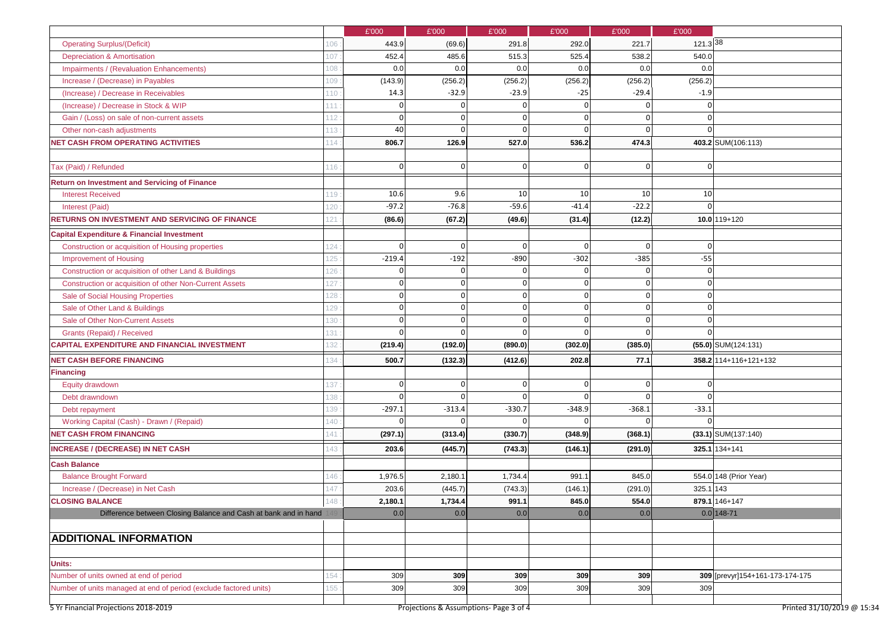| | | £'000 | £'000 | £'000 | £'000 | £'000 | £'000 | |
|---|---|---|---|---|---|---|---|---|
| Operating Surplus/(Deficit) | 106 | 443.9 | (69.6) | 291.8 | 292.0 | 221.7 | 121.3 | 38 |
| Depreciation & Amortisation | 107 | 452.4 | 485.6 | 515.3 | 525.4 | 538.2 | 540.0 | |
| Impairments / (Revaluation Enhancements) | 108 | 0.0 | 0.0 | 0.0 | 0.0 | 0.0 | 0.0 | |
| Increase / (Decrease) in Payables | 109 | (143.9) | (256.2) | (256.2) | (256.2) | (256.2) | (256.2) | |
| (Increase) / Decrease in Receivables | 110 | 14.3 | -32.9 | -23.9 | -25 | -29.4 | -1.9 | |
| (Increase) / Decrease in Stock & WIP | 111 | 0 | 0 | 0 | 0 | 0 | 0 | |
| Gain / (Loss) on sale of non-current assets | 112 | 0 | 0 | 0 | 0 | 0 | 0 | |
| Other non-cash adjustments | 113 | 40 | 0 | 0 | 0 | 0 | 0 | |
| **NET CASH FROM OPERATING ACTIVITIES** | 114 | **806.7** | **126.9** | **527.0** | **536.2** | **474.3** | **403.2** | SUM(106:113) |
| | | | | | | | | |
| Tax (Paid) / Refunded | 116 | 0 | 0 | 0 | 0 | 0 | 0 | |
| **Return on Investment and Servicing of Finance** | | | | | | | | |
| Interest Received | 119 | 10.6 | 9.6 | 10 | 10 | 10 | 10 | |
| Interest (Paid) | 120 | -97.2 | -76.8 | -59.6 | -41.4 | -22.2 | 0 | |
| **RETURNS ON INVESTMENT AND SERVICING OF FINANCE** | 121 | **(86.6)** | **(67.2)** | **(49.6)** | **(31.4)** | **(12.2)** | **10.0** | 119+120 |
| **Capital Expenditure & Financial Investment** | | | | | | | | |
| Construction or acquisition of Housing properties | 124 | 0 | 0 | 0 | 0 | 0 | 0 | |
| Improvement of Housing | 125 | -219.4 | -192 | -890 | -302 | -385 | -55 | |
| Construction or acquisition of other Land & Buildings | 126 | 0 | 0 | 0 | 0 | 0 | 0 | |
| Construction or acquisition of other Non-Current Assets | 127 | 0 | 0 | 0 | 0 | 0 | 0 | |
| Sale of Social Housing Properties | 128 | 0 | 0 | 0 | 0 | 0 | 0 | |
| Sale of Other Land & Buildings | 129 | 0 | 0 | 0 | 0 | 0 | 0 | |
| Sale of Other Non-Current Assets | 130 | 0 | 0 | 0 | 0 | 0 | 0 | |
| Grants (Repaid) / Received | 131 | 0 | 0 | 0 | 0 | 0 | 0 | |
| **CAPITAL EXPENDITURE AND FINANCIAL INVESTMENT** | 132 | **(219.4)** | **(192.0)** | **(890.0)** | **(302.0)** | **(385.0)** | **(55.0)** | SUM(124:131) |
| **NET CASH BEFORE FINANCING** | 134 | **500.7** | **(132.3)** | **(412.6)** | **202.8** | **77.1** | **358.2** | 114+116+121+132 |
| **Financing** | | | | | | | | |
| Equity drawdown | 137 | 0 | 0 | 0 | 0 | 0 | 0 | |
| Debt drawndown | 138 | 0 | 0 | 0 | 0 | 0 | 0 | |
| Debt repayment | 139 | -297.1 | -313.4 | -330.7 | -348.9 | -368.1 | -33.1 | |
| Working Capital (Cash) - Drawn / (Repaid) | 140 | 0 | 0 | 0 | 0 | 0 | 0 | |
| **NET CASH FROM FINANCING** | 141 | **(297.1)** | **(313.4)** | **(330.7)** | **(348.9)** | **(368.1)** | **(33.1)** | SUM(137:140) |
| **INCREASE / (DECREASE) IN NET CASH** | 143 | **203.6** | **(445.7)** | **(743.3)** | **(146.1)** | **(291.0)** | **325.1** | 134+141 |
| **Cash Balance** | | | | | | | | |
| Balance Brought Forward | 146 | 1,976.5 | 2,180.1 | 1,734.4 | 991.1 | 845.0 | 554.0 | 148 (Prior Year) |
| Increase / (Decrease) in Net Cash | 147 | 203.6 | (445.7) | (743.3) | (146.1) | (291.0) | 325.1 | 143 |
| **CLOSING BALANCE** | 148 | **2,180.1** | **1,734.4** | **991.1** | **845.0** | **554.0** | **879.1** | 146+147 |
| Difference between Closing Balance and Cash at bank and in hand | 149 | 0.0 | 0.0 | 0.0 | 0.0 | 0.0 | 0.0 | 148-71 |

## ADDITIONAL INFORMATION

| | | | | | | | | |
|---|---|---|---|---|---|---|---|---|
| **Units:** | | | | | | | | |
| Number of units owned at end of period | 154 | 309 | **309** | **309** | **309** | **309** | **309** | [prevyr]154+161-173-174-175 |
| Number of units managed at end of period (exclude factored units) | 155 | 309 | 309 | 309 | 309 | 309 | 309 | |

5 Yr Financial Projections 2018-2019 — Projections & Assumptions — Printed 31/10/2019 @ 15:34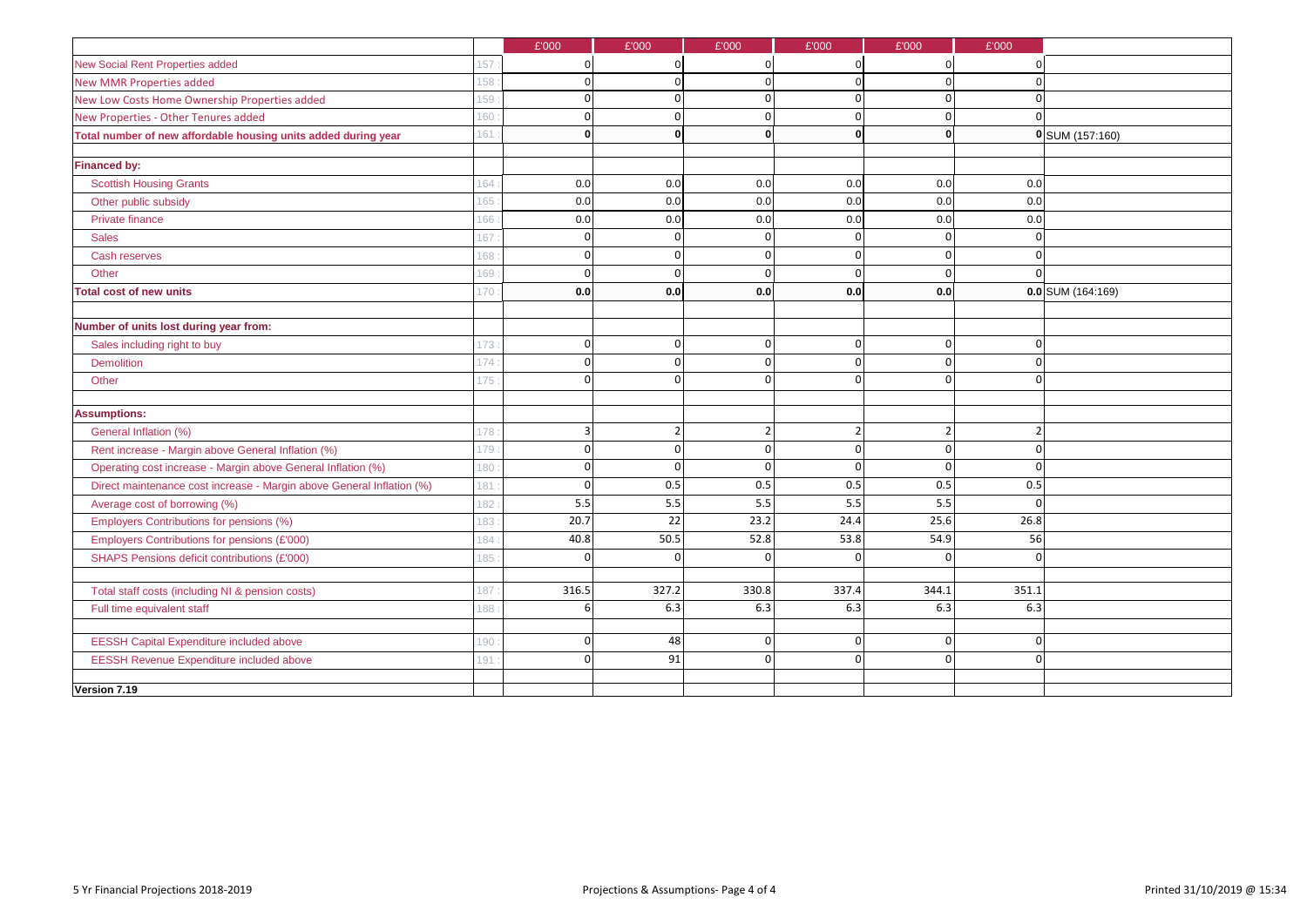| | | £'000 | £'000 | £'000 | £'000 | £'000 | £'000 | |
|---|---|---|---|---|---|---|---|---|
| New Social Rent Properties added | 157 | 0 | 0 | 0 | 0 | 0 | 0 | |
| New MMR Properties added | 158 | 0 | 0 | 0 | 0 | 0 | 0 | |
| New Low Costs Home Ownership Properties added | 159 | 0 | 0 | 0 | 0 | 0 | 0 | |
| New Properties - Other Tenures added | 160 | 0 | 0 | 0 | 0 | 0 | 0 | |
| **Total number of new affordable housing units added during year** | 161 | **0** | **0** | **0** | **0** | **0** | **0** | SUM (157:160) |
| | | | | | | | | |
| **Financed by:** | | | | | | | | |
| Scottish Housing Grants | 164 | 0.0 | 0.0 | 0.0 | 0.0 | 0.0 | 0.0 | |
| Other public subsidy | 165 | 0.0 | 0.0 | 0.0 | 0.0 | 0.0 | 0.0 | |
| Private finance | 166 | 0.0 | 0.0 | 0.0 | 0.0 | 0.0 | 0.0 | |
| Sales | 167 | 0 | 0 | 0 | 0 | 0 | 0 | |
| Cash reserves | 168 | 0 | 0 | 0 | 0 | 0 | 0 | |
| Other | 169 | 0 | 0 | 0 | 0 | 0 | 0 | |
| **Total cost of new units** | 170 | **0.0** | **0.0** | **0.0** | **0.0** | **0.0** | **0.0** | SUM (164:169) |
| | | | | | | | | |
| **Number of units lost during year from:** | | | | | | | | |
| Sales including right to buy | 173 | 0 | 0 | 0 | 0 | 0 | 0 | |
| Demolition | 174 | 0 | 0 | 0 | 0 | 0 | 0 | |
| Other | 175 | 0 | 0 | 0 | 0 | 0 | 0 | |
| | | | | | | | | |
| **Assumptions:** | | | | | | | | |
| General Inflation (%) | 178 | 3 | 2 | 2 | 2 | 2 | 2 | |
| Rent increase - Margin above General Inflation (%) | 179 | 0 | 0 | 0 | 0 | 0 | 0 | |
| Operating cost increase - Margin above General Inflation (%) | 180 | 0 | 0 | 0 | 0 | 0 | 0 | |
| Direct maintenance cost increase - Margin above General Inflation (%) | 181 | 0 | 0.5 | 0.5 | 0.5 | 0.5 | 0.5 | |
| Average cost of borrowing (%) | 182 | 5.5 | 5.5 | 5.5 | 5.5 | 5.5 | 0 | |
| Employers Contributions for pensions (%) | 183 | 20.7 | 22 | 23.2 | 24.4 | 25.6 | 26.8 | |
| Employers Contributions for pensions (£'000) | 184 | 40.8 | 50.5 | 52.8 | 53.8 | 54.9 | 56 | |
| SHAPS Pensions deficit contributions (£'000) | 185 | 0 | 0 | 0 | 0 | 0 | 0 | |
| | | | | | | | | |
| Total staff costs (including NI & pension costs) | 187 | 316.5 | 327.2 | 330.8 | 337.4 | 344.1 | 351.1 | |
| Full time equivalent staff | 188 | 6 | 6.3 | 6.3 | 6.3 | 6.3 | 6.3 | |
| | | | | | | | | |
| EESSH Capital Expenditure included above | 190 | 0 | 48 | 0 | 0 | 0 | 0 | |
| EESSH Revenue Expenditure included above | 191 | 0 | 91 | 0 | 0 | 0 | 0 | |
| | | | | | | | | |
| **Version 7.19** | | | | | | | | |

5 Yr Financial Projections 2018-2019 — Projections & Assumptions — Printed 31/10/2019 @ 15:34